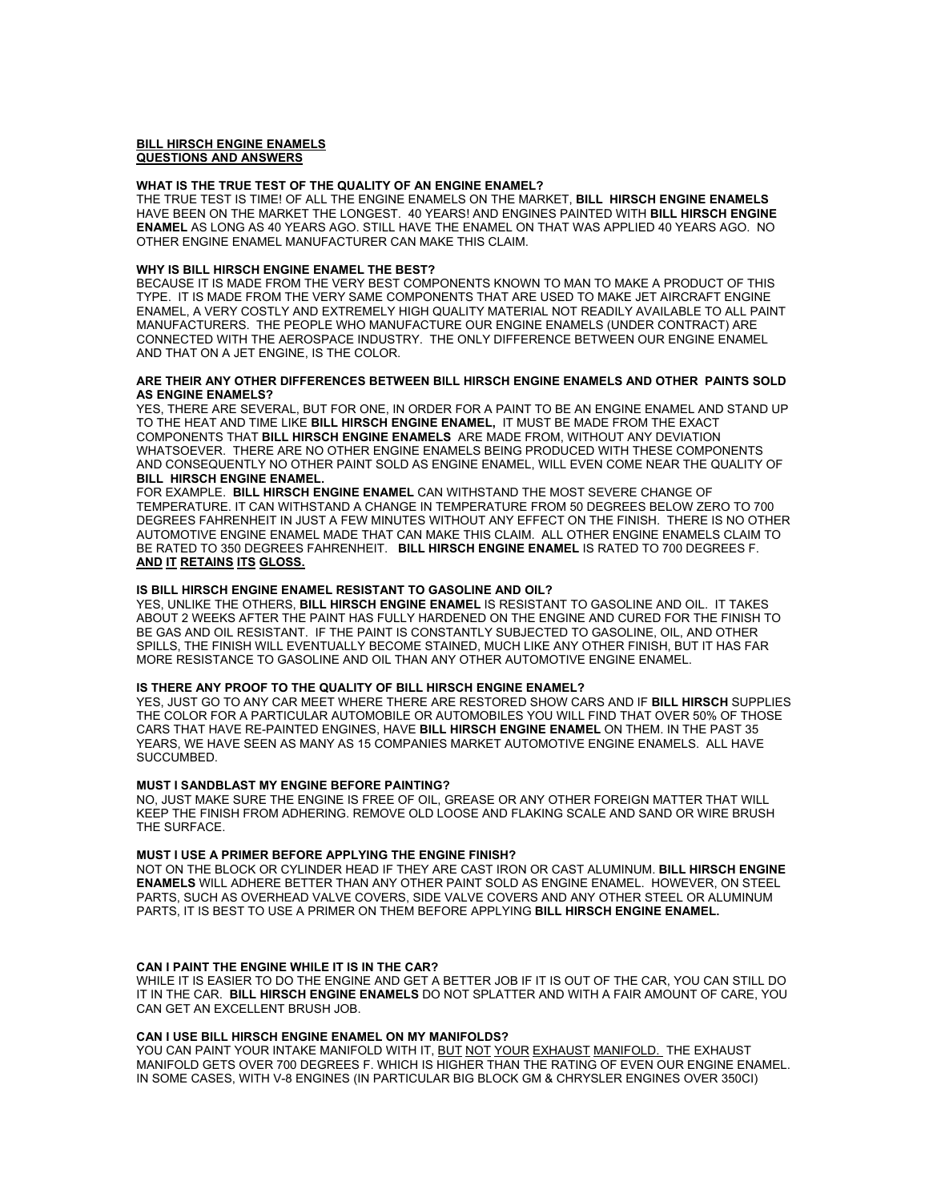**BILL HIRSCH ENGINE ENAMELS**
**QUESTIONS AND ANSWERS**

**WHAT IS THE TRUE TEST OF THE QUALITY OF AN ENGINE ENAMEL?**
THE TRUE TEST IS TIME! OF ALL THE ENGINE ENAMELS ON THE MARKET, **BILL HIRSCH ENGINE ENAMELS** HAVE BEEN ON THE MARKET THE LONGEST. 40 YEARS! AND ENGINES PAINTED WITH **BILL HIRSCH ENGINE ENAMEL** AS LONG AS 40 YEARS AGO. STILL HAVE THE ENAMEL ON THAT WAS APPLIED 40 YEARS AGO. NO OTHER ENGINE ENAMEL MANUFACTURER CAN MAKE THIS CLAIM.

**WHY IS BILL HIRSCH ENGINE ENAMEL THE BEST?**
BECAUSE IT IS MADE FROM THE VERY BEST COMPONENTS KNOWN TO MAN TO MAKE A PRODUCT OF THIS TYPE. IT IS MADE FROM THE VERY SAME COMPONENTS THAT ARE USED TO MAKE JET AIRCRAFT ENGINE ENAMEL, A VERY COSTLY AND EXTREMELY HIGH QUALITY MATERIAL NOT READILY AVAILABLE TO ALL PAINT MANUFACTURERS. THE PEOPLE WHO MANUFACTURE OUR ENGINE ENAMELS (UNDER CONTRACT) ARE CONNECTED WITH THE AEROSPACE INDUSTRY. THE ONLY DIFFERENCE BETWEEN OUR ENGINE ENAMEL AND THAT ON A JET ENGINE, IS THE COLOR.

**ARE THEIR ANY OTHER DIFFERENCES BETWEEN BILL HIRSCH ENGINE ENAMELS AND OTHER PAINTS SOLD AS ENGINE ENAMELS?**
YES, THERE ARE SEVERAL, BUT FOR ONE, IN ORDER FOR A PAINT TO BE AN ENGINE ENAMEL AND STAND UP TO THE HEAT AND TIME LIKE **BILL HIRSCH ENGINE ENAMEL,** IT MUST BE MADE FROM THE EXACT COMPONENTS THAT **BILL HIRSCH ENGINE ENAMELS** ARE MADE FROM, WITHOUT ANY DEVIATION WHATSOEVER. THERE ARE NO OTHER ENGINE ENAMELS BEING PRODUCED WITH THESE COMPONENTS AND CONSEQUENTLY NO OTHER PAINT SOLD AS ENGINE ENAMEL, WILL EVEN COME NEAR THE QUALITY OF **BILL HIRSCH ENGINE ENAMEL.**
FOR EXAMPLE. **BILL HIRSCH ENGINE ENAMEL** CAN WITHSTAND THE MOST SEVERE CHANGE OF TEMPERATURE. IT CAN WITHSTAND A CHANGE IN TEMPERATURE FROM 50 DEGREES BELOW ZERO TO 700 DEGREES FAHRENHEIT IN JUST A FEW MINUTES WITHOUT ANY EFFECT ON THE FINISH. THERE IS NO OTHER AUTOMOTIVE ENGINE ENAMEL MADE THAT CAN MAKE THIS CLAIM. ALL OTHER ENGINE ENAMELS CLAIM TO BE RATED TO 350 DEGREES FAHRENHEIT. **BILL HIRSCH ENGINE ENAMEL** IS RATED TO 700 DEGREES F. **AND IT RETAINS ITS GLOSS.**

**IS BILL HIRSCH ENGINE ENAMEL RESISTANT TO GASOLINE AND OIL?**
YES, UNLIKE THE OTHERS, **BILL HIRSCH ENGINE ENAMEL** IS RESISTANT TO GASOLINE AND OIL. IT TAKES ABOUT 2 WEEKS AFTER THE PAINT HAS FULLY HARDENED ON THE ENGINE AND CURED FOR THE FINISH TO BE GAS AND OIL RESISTANT. IF THE PAINT IS CONSTANTLY SUBJECTED TO GASOLINE, OIL, AND OTHER SPILLS, THE FINISH WILL EVENTUALLY BECOME STAINED, MUCH LIKE ANY OTHER FINISH, BUT IT HAS FAR MORE RESISTANCE TO GASOLINE AND OIL THAN ANY OTHER AUTOMOTIVE ENGINE ENAMEL.

**IS THERE ANY PROOF TO THE QUALITY OF BILL HIRSCH ENGINE ENAMEL?**
YES, JUST GO TO ANY CAR MEET WHERE THERE ARE RESTORED SHOW CARS AND IF **BILL HIRSCH** SUPPLIES THE COLOR FOR A PARTICULAR AUTOMOBILE OR AUTOMOBILES YOU WILL FIND THAT OVER 50% OF THOSE CARS THAT HAVE RE-PAINTED ENGINES, HAVE **BILL HIRSCH ENGINE ENAMEL** ON THEM. IN THE PAST 35 YEARS, WE HAVE SEEN AS MANY AS 15 COMPANIES MARKET AUTOMOTIVE ENGINE ENAMELS. ALL HAVE SUCCUMBED.

**MUST I SANDBLAST MY ENGINE BEFORE PAINTING?**
NO, JUST MAKE SURE THE ENGINE IS FREE OF OIL, GREASE OR ANY OTHER FOREIGN MATTER THAT WILL KEEP THE FINISH FROM ADHERING. REMOVE OLD LOOSE AND FLAKING SCALE AND SAND OR WIRE BRUSH THE SURFACE.

**MUST I USE A PRIMER BEFORE APPLYING THE ENGINE FINISH?**
NOT ON THE BLOCK OR CYLINDER HEAD IF THEY ARE CAST IRON OR CAST ALUMINUM. **BILL HIRSCH ENGINE ENAMELS** WILL ADHERE BETTER THAN ANY OTHER PAINT SOLD AS ENGINE ENAMEL. HOWEVER, ON STEEL PARTS, SUCH AS OVERHEAD VALVE COVERS, SIDE VALVE COVERS AND ANY OTHER STEEL OR ALUMINUM PARTS, IT IS BEST TO USE A PRIMER ON THEM BEFORE APPLYING **BILL HIRSCH ENGINE ENAMEL.**

**CAN I PAINT THE ENGINE WHILE IT IS IN THE CAR?**
WHILE IT IS EASIER TO DO THE ENGINE AND GET A BETTER JOB IF IT IS OUT OF THE CAR, YOU CAN STILL DO IT IN THE CAR. **BILL HIRSCH ENGINE ENAMELS** DO NOT SPLATTER AND WITH A FAIR AMOUNT OF CARE, YOU CAN GET AN EXCELLENT BRUSH JOB.

**CAN I USE BILL HIRSCH ENGINE ENAMEL ON MY MANIFOLDS?**
YOU CAN PAINT YOUR INTAKE MANIFOLD WITH IT, BUT NOT YOUR EXHAUST MANIFOLD. THE EXHAUST MANIFOLD GETS OVER 700 DEGREES F. WHICH IS HIGHER THAN THE RATING OF EVEN OUR ENGINE ENAMEL. IN SOME CASES, WITH V-8 ENGINES (IN PARTICULAR BIG BLOCK GM & CHRYSLER ENGINES OVER 350CI)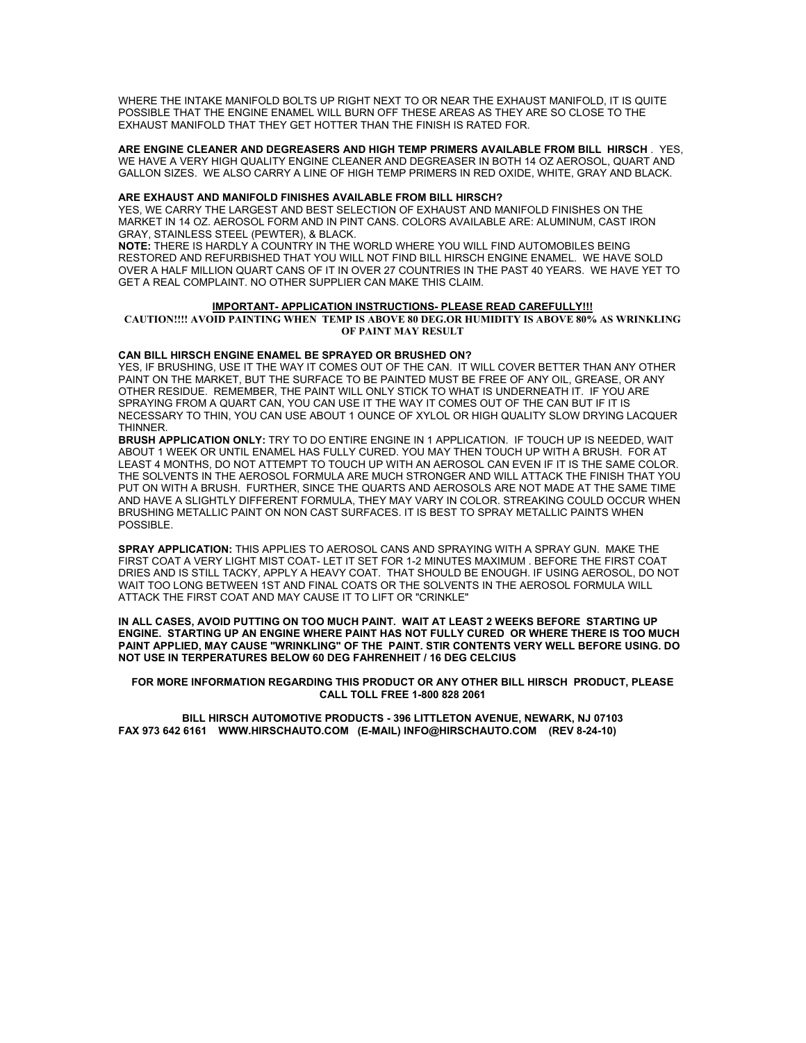WHERE THE INTAKE MANIFOLD BOLTS UP RIGHT NEXT TO OR NEAR THE EXHAUST MANIFOLD, IT IS QUITE POSSIBLE THAT THE ENGINE ENAMEL WILL BURN OFF THESE AREAS AS THEY ARE SO CLOSE TO THE EXHAUST MANIFOLD THAT THEY GET HOTTER THAN THE FINISH IS RATED FOR.

**ARE ENGINE CLEANER AND DEGREASERS AND HIGH TEMP PRIMERS AVAILABLE FROM BILL HIRSCH** . YES, WE HAVE A VERY HIGH QUALITY ENGINE CLEANER AND DEGREASER IN BOTH 14 OZ AEROSOL, QUART AND GALLON SIZES. WE ALSO CARRY A LINE OF HIGH TEMP PRIMERS IN RED OXIDE, WHITE, GRAY AND BLACK.

**ARE EXHAUST AND MANIFOLD FINISHES AVAILABLE FROM BILL HIRSCH?**
YES, WE CARRY THE LARGEST AND BEST SELECTION OF EXHAUST AND MANIFOLD FINISHES ON THE MARKET IN 14 OZ. AEROSOL FORM AND IN PINT CANS. COLORS AVAILABLE ARE: ALUMINUM, CAST IRON GRAY, STAINLESS STEEL (PEWTER), & BLACK.
**NOTE:** THERE IS HARDLY A COUNTRY IN THE WORLD WHERE YOU WILL FIND AUTOMOBILES BEING RESTORED AND REFURBISHED THAT YOU WILL NOT FIND BILL HIRSCH ENGINE ENAMEL. WE HAVE SOLD OVER A HALF MILLION QUART CANS OF IT IN OVER 27 COUNTRIES IN THE PAST 40 YEARS. WE HAVE YET TO GET A REAL COMPLAINT. NO OTHER SUPPLIER CAN MAKE THIS CLAIM.

**IMPORTANT- APPLICATION INSTRUCTIONS- PLEASE READ CAREFULLY!!!**

**CAUTION!!!! AVOID PAINTING WHEN TEMP IS ABOVE 80 DEG.OR HUMIDITY IS ABOVE 80% AS WRINKLING OF PAINT MAY RESULT**

**CAN BILL HIRSCH ENGINE ENAMEL BE SPRAYED OR BRUSHED ON?**
YES, IF BRUSHING, USE IT THE WAY IT COMES OUT OF THE CAN. IT WILL COVER BETTER THAN ANY OTHER PAINT ON THE MARKET, BUT THE SURFACE TO BE PAINTED MUST BE FREE OF ANY OIL, GREASE, OR ANY OTHER RESIDUE. REMEMBER, THE PAINT WILL ONLY STICK TO WHAT IS UNDERNEATH IT. IF YOU ARE SPRAYING FROM A QUART CAN, YOU CAN USE IT THE WAY IT COMES OUT OF THE CAN BUT IF IT IS NECESSARY TO THIN, YOU CAN USE ABOUT 1 OUNCE OF XYLOL OR HIGH QUALITY SLOW DRYING LACQUER THINNER.
**BRUSH APPLICATION ONLY:** TRY TO DO ENTIRE ENGINE IN 1 APPLICATION. IF TOUCH UP IS NEEDED, WAIT ABOUT 1 WEEK OR UNTIL ENAMEL HAS FULLY CURED. YOU MAY THEN TOUCH UP WITH A BRUSH. FOR AT LEAST 4 MONTHS, DO NOT ATTEMPT TO TOUCH UP WITH AN AEROSOL CAN EVEN IF IT IS THE SAME COLOR. THE SOLVENTS IN THE AEROSOL FORMULA ARE MUCH STRONGER AND WILL ATTACK THE FINISH THAT YOU PUT ON WITH A BRUSH. FURTHER, SINCE THE QUARTS AND AEROSOLS ARE NOT MADE AT THE SAME TIME AND HAVE A SLIGHTLY DIFFERENT FORMULA, THEY MAY VARY IN COLOR. STREAKING COULD OCCUR WHEN BRUSHING METALLIC PAINT ON NON CAST SURFACES. IT IS BEST TO SPRAY METALLIC PAINTS WHEN POSSIBLE.

**SPRAY APPLICATION:** THIS APPLIES TO AEROSOL CANS AND SPRAYING WITH A SPRAY GUN. MAKE THE FIRST COAT A VERY LIGHT MIST COAT- LET IT SET FOR 1-2 MINUTES MAXIMUM . BEFORE THE FIRST COAT DRIES AND IS STILL TACKY, APPLY A HEAVY COAT. THAT SHOULD BE ENOUGH. IF USING AEROSOL, DO NOT WAIT TOO LONG BETWEEN 1ST AND FINAL COATS OR THE SOLVENTS IN THE AEROSOL FORMULA WILL ATTACK THE FIRST COAT AND MAY CAUSE IT TO LIFT OR "CRINKLE"

**IN ALL CASES, AVOID PUTTING ON TOO MUCH PAINT. WAIT AT LEAST 2 WEEKS BEFORE STARTING UP ENGINE. STARTING UP AN ENGINE WHERE PAINT HAS NOT FULLY CURED OR WHERE THERE IS TOO MUCH PAINT APPLIED, MAY CAUSE "WRINKLING" OF THE PAINT. STIR CONTENTS VERY WELL BEFORE USING. DO NOT USE IN TERPERATURES BELOW 60 DEG FAHRENHEIT / 16 DEG CELCIUS**

**FOR MORE INFORMATION REGARDING THIS PRODUCT OR ANY OTHER BILL HIRSCH PRODUCT, PLEASE CALL TOLL FREE 1-800 828 2061**

**BILL HIRSCH AUTOMOTIVE PRODUCTS - 396 LITTLETON AVENUE, NEWARK, NJ 07103**
**FAX 973 642 6161 WWW.HIRSCHAUTO.COM (E-MAIL) INFO@HIRSCHAUTO.COM (REV 8-24-10)**